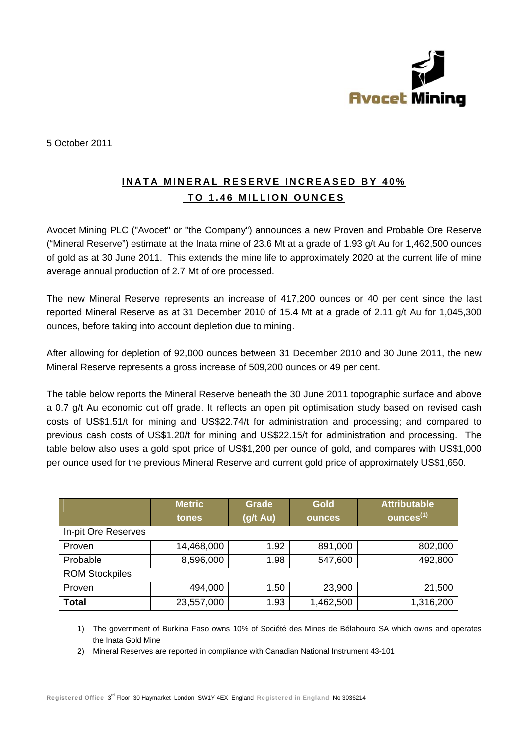5 October 2011

# INATA MINERAL RESERVE INCREASED BY 40% TO 1.46 MILLION OUNCES

Avocet Mining PLC ("Avocet" or "the Company") announces a new Proven and Probable Ore Reserve ("Mineral Reserve") estimate at the Inata mine of 23.6 Mt at a grade of 1.93 g/t Au for 1,462,500 ounces of gold as at 30 June 2011. This extends the mine life to approximately 2020 at the current life of mine average annual production of 2.7 Mt of ore processed.

The new Mineral Reserve represents an increase of 417,200 ounces or 40 per cent since the last reported Mineral Reserve as at 31 December 2010 of 15.4 Mt at a grade of 2.11 g/t Au for 1,045,300 ounces, before taking into account depletion due to mining.

After allowing for depletion of 92,000 ounces between 31 December 2010 and 30 June 2011, the new Mineral Reserve represents a gross increase of 509,200 ounces or 49 per cent.

The table below reports the Mineral Reserve beneath the 30 June 2011 topographic surface and above a 0.7 g/t Au economic cut off grade. It reflects an open pit optimisation study based on revised cash costs of US$1.51/t for mining and US$22.74/t for administration and processing; and compared to previous cash costs of US$1.20/t for mining and US$22.15/t for administration and processing. The table below also uses a gold spot price of US$1,200 per ounce of gold, and compares with US$1,000 per ounce used for the previous Mineral Reserve and current gold price of approximately US$1,650.

| | Metric tones | Grade (g/t Au) | Gold ounces | Attributable ounces[(1)] |
|---|---|---|---|---|
| In-pit Ore Reserves | | | | |
| Proven | 14,468,000 | 1.92 | 891,000 | 802,000 |
| Probable | 8,596,000 | 1.98 | 547,600 | 492,800 |
| ROM Stockpiles | | | | |
| Proven | 494,000 | 1.50 | 23,900 | 21,500 |
| **Total** | 23,557,000 | 1.93 | 1,462,500 | 1,316,200 |

1) The government of Burkina Faso owns 10% of Société des Mines de Bélahouro SA which owns and operates the Inata Gold Mine
2) Mineral Reserves are reported in compliance with Canadian National Instrument 43-101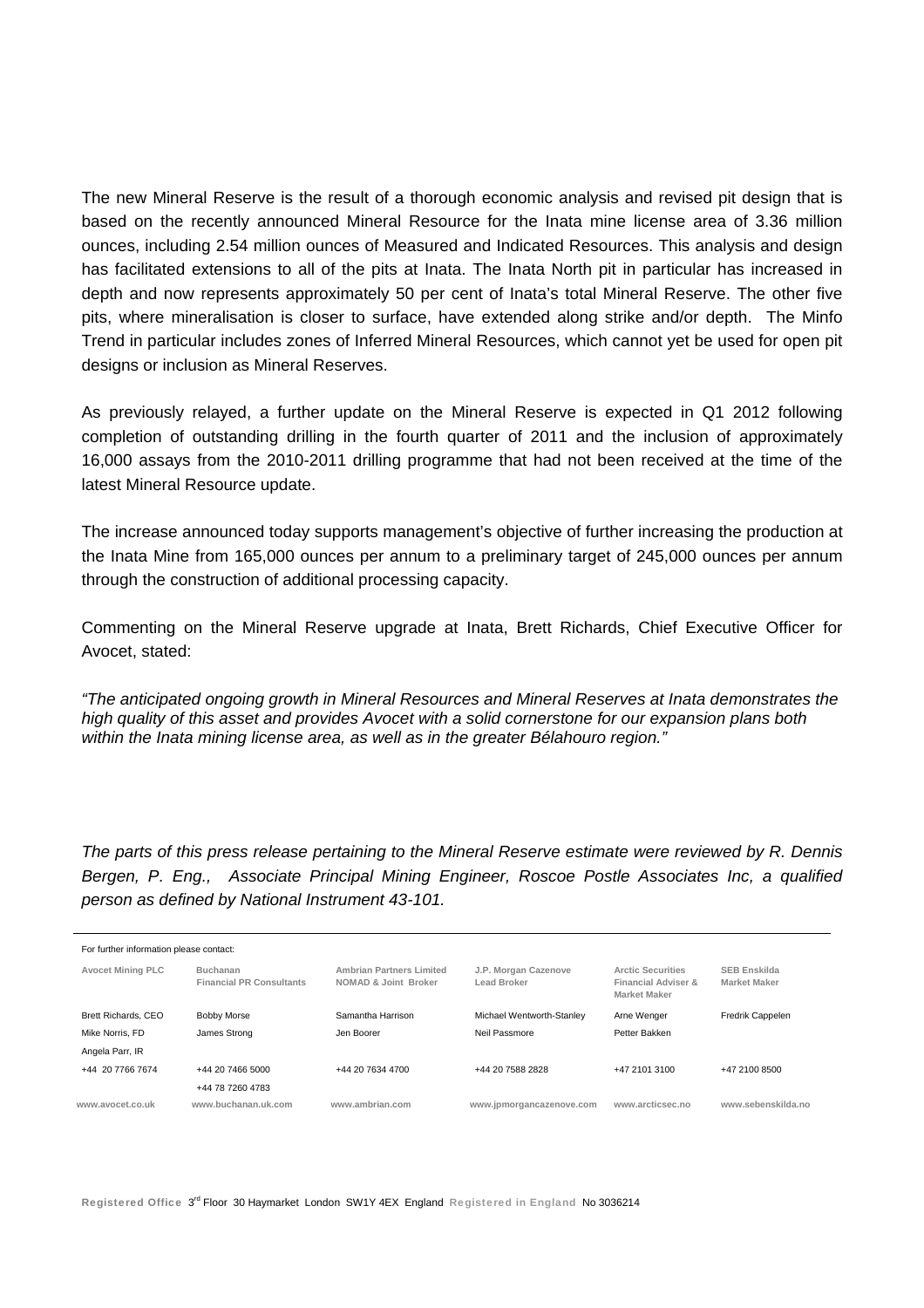The new Mineral Reserve is the result of a thorough economic analysis and revised pit design that is based on the recently announced Mineral Resource for the Inata mine license area of 3.36 million ounces, including 2.54 million ounces of Measured and Indicated Resources. This analysis and design has facilitated extensions to all of the pits at Inata. The Inata North pit in particular has increased in depth and now represents approximately 50 per cent of Inata's total Mineral Reserve. The other five pits, where mineralisation is closer to surface, have extended along strike and/or depth. The Minfo Trend in particular includes zones of Inferred Mineral Resources, which cannot yet be used for open pit designs or inclusion as Mineral Reserves.

As previously relayed, a further update on the Mineral Reserve is expected in Q1 2012 following completion of outstanding drilling in the fourth quarter of 2011 and the inclusion of approximately 16,000 assays from the 2010-2011 drilling programme that had not been received at the time of the latest Mineral Resource update.

The increase announced today supports management's objective of further increasing the production at the Inata Mine from 165,000 ounces per annum to a preliminary target of 245,000 ounces per annum through the construction of additional processing capacity.

Commenting on the Mineral Reserve upgrade at Inata, Brett Richards, Chief Executive Officer for Avocet, stated:

*"The anticipated ongoing growth in Mineral Resources and Mineral Reserves at Inata demonstrates the high quality of this asset and provides Avocet with a solid cornerstone for our expansion plans both within the Inata mining license area, as well as in the greater Bélahouro region."*

*The parts of this press release pertaining to the Mineral Reserve estimate were reviewed by R. Dennis Bergen, P. Eng., Associate Principal Mining Engineer, Roscoe Postle Associates Inc, a qualified person as defined by National Instrument 43-101.*

For further information please contact:

| Avocet Mining PLC | Buchanan Financial PR Consultants | Ambrian Partners Limited NOMAD & Joint Broker | J.P. Morgan Cazenove Lead Broker | Arctic Securities Financial Adviser & Market Maker | SEB Enskilda Market Maker |
|---|---|---|---|---|---|
| Brett Richards, CEO | Bobby Morse | Samantha Harrison | Michael Wentworth-Stanley | Arne Wenger | Fredrik Cappelen |
| Mike Norris, FD | James Strong | Jen Boorer | Neil Passmore | Petter Bakken | |
| Angela Parr, IR | | | | | |
| +44 20 7766 7674 | +44 20 7466 5000 | +44 20 7634 4700 | +44 20 7588 2828 | +47 2101 3100 | +47 2100 8500 |
| | +44 78 7260 4783 | | | | |
| www.avocet.co.uk | www.buchanan.uk.com | www.ambrian.com | www.jpmorgancazenove.com | www.arcticsec.no | www.sebenskilda.no |

**Registered Office** 3rd Floor 30 Haymarket London SW1Y 4EX England **Registered in England** No 3036214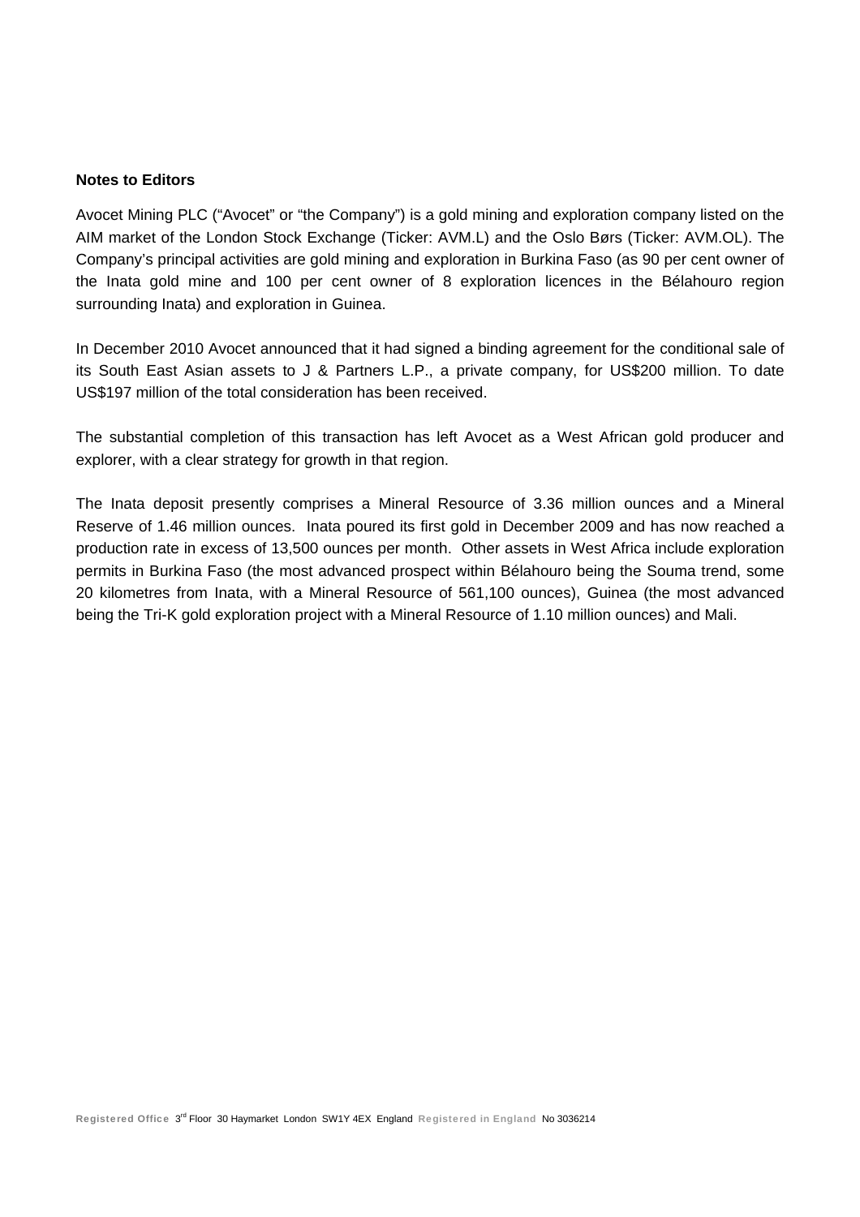**Notes to Editors**

Avocet Mining PLC ("Avocet" or "the Company") is a gold mining and exploration company listed on the AIM market of the London Stock Exchange (Ticker: AVM.L) and the Oslo Børs (Ticker: AVM.OL). The Company's principal activities are gold mining and exploration in Burkina Faso (as 90 per cent owner of the Inata gold mine and 100 per cent owner of 8 exploration licences in the Bélahouro region surrounding Inata) and exploration in Guinea.

In December 2010 Avocet announced that it had signed a binding agreement for the conditional sale of its South East Asian assets to J & Partners L.P., a private company, for US$200 million. To date US$197 million of the total consideration has been received.

The substantial completion of this transaction has left Avocet as a West African gold producer and explorer, with a clear strategy for growth in that region.

The Inata deposit presently comprises a Mineral Resource of 3.36 million ounces and a Mineral Reserve of 1.46 million ounces. Inata poured its first gold in December 2009 and has now reached a production rate in excess of 13,500 ounces per month. Other assets in West Africa include exploration permits in Burkina Faso (the most advanced prospect within Bélahouro being the Souma trend, some 20 kilometres from Inata, with a Mineral Resource of 561,100 ounces), Guinea (the most advanced being the Tri-K gold exploration project with a Mineral Resource of 1.10 million ounces) and Mali.

**Registered Office** 3rd Floor 30 Haymarket London SW1Y 4EX England **Registered in England** No 3036214